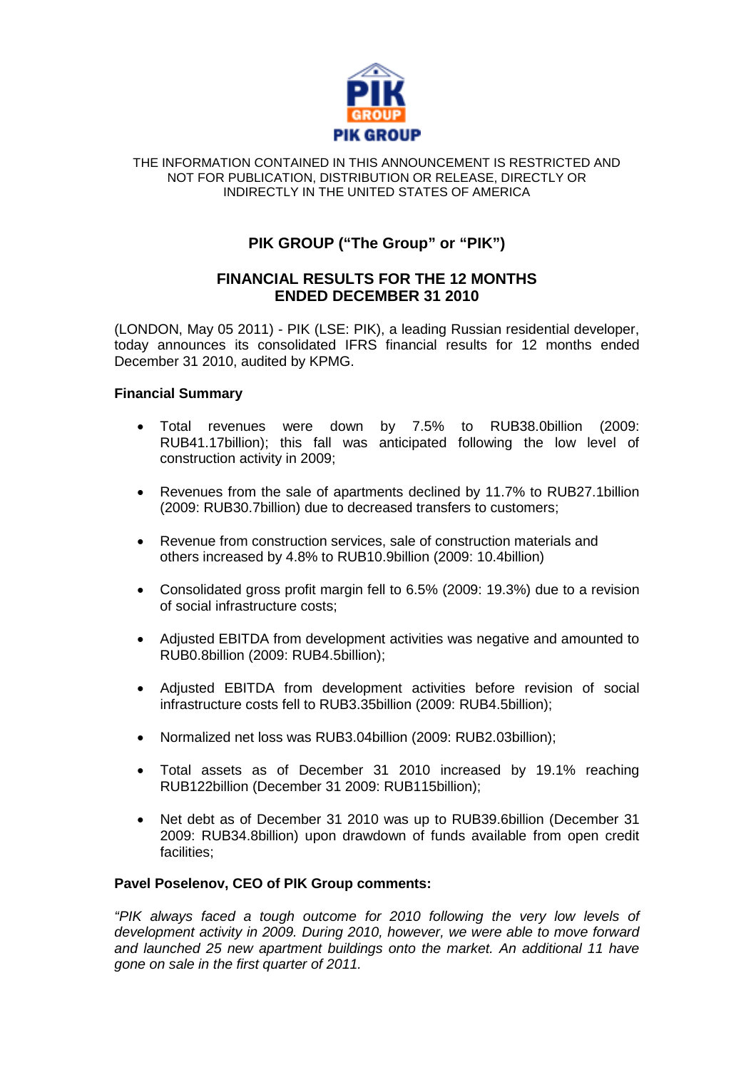PIK GROUP

THE INFORMATION CONTAINED IN THIS ANNOUNCEMENT IS RESTRICTED AND NOT FOR PUBLICATION, DISTRIBUTION OR RELEASE, DIRECTLY OR INDIRECTLY IN THE UNITED STATES OF AMERICA

# PIK GROUP ("The Group" or "PIK")

## FINANCIAL RESULTS FOR THE 12 MONTHS ENDED DECEMBER 31 2010

(LONDON, May 05 2011) - PIK (LSE: PIK), a leading Russian residential developer, today announces its consolidated IFRS financial results for 12 months ended December 31 2010, audited by KPMG.

**Financial Summary**

- Total revenues were down by 7.5% to RUB38.0billion (2009: RUB41.17billion); this fall was anticipated following the low level of construction activity in 2009;
- Revenues from the sale of apartments declined by 11.7% to RUB27.1billion (2009: RUB30.7billion) due to decreased transfers to customers;
- Revenue from construction services, sale of construction materials and others increased by 4.8% to RUB10.9billion (2009: 10.4billion)
- Consolidated gross profit margin fell to 6.5% (2009: 19.3%) due to a revision of social infrastructure costs;
- Adjusted EBITDA from development activities was negative and amounted to RUB0.8billion (2009: RUB4.5billion);
- Adjusted EBITDA from development activities before revision of social infrastructure costs fell to RUB3.35billion (2009: RUB4.5billion);
- Normalized net loss was RUB3.04billion (2009: RUB2.03billion);
- Total assets as of December 31 2010 increased by 19.1% reaching RUB122billion (December 31 2009: RUB115billion);
- Net debt as of December 31 2010 was up to RUB39.6billion (December 31 2009: RUB34.8billion) upon drawdown of funds available from open credit facilities;

**Pavel Poselenov, CEO of PIK Group comments:**

*"PIK always faced a tough outcome for 2010 following the very low levels of development activity in 2009. During 2010, however, we were able to move forward and launched 25 new apartment buildings onto the market. An additional 11 have gone on sale in the first quarter of 2011.*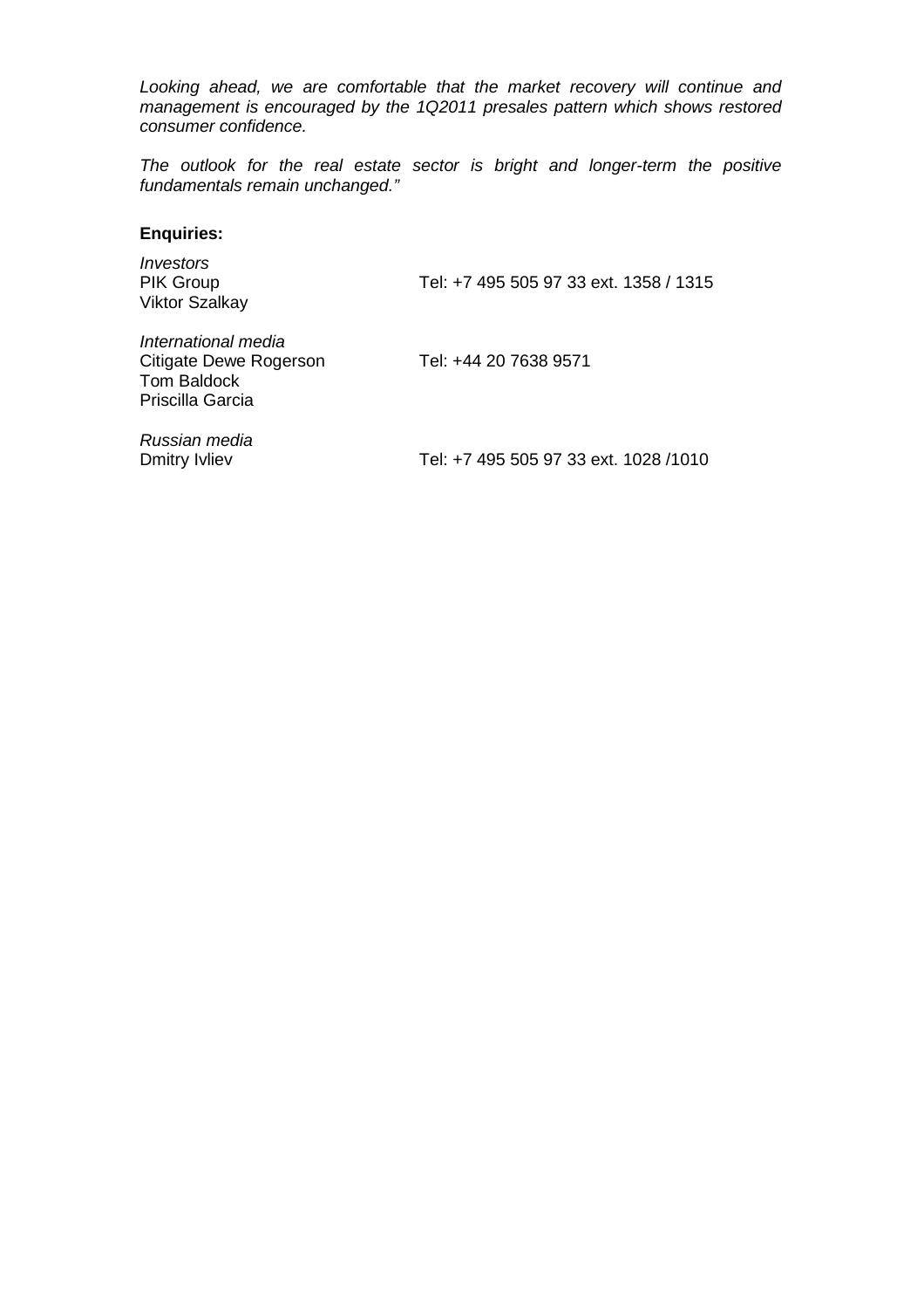*Looking ahead, we are comfortable that the market recovery will continue and management is encouraged by the 1Q2011 presales pattern which shows restored consumer confidence.*

*The outlook for the real estate sector is bright and longer-term the positive fundamentals remain unchanged."*

**Enquiries:**

*Investors*
PIK Group — Tel: +7 495 505 97 33 ext. 1358 / 1315
Viktor Szalkay

*International media*
Citigate Dewe Rogerson — Tel: +44 20 7638 9571
Tom Baldock
Priscilla Garcia

*Russian media*
Dmitry Ivliev — Tel: +7 495 505 97 33 ext. 1028 /1010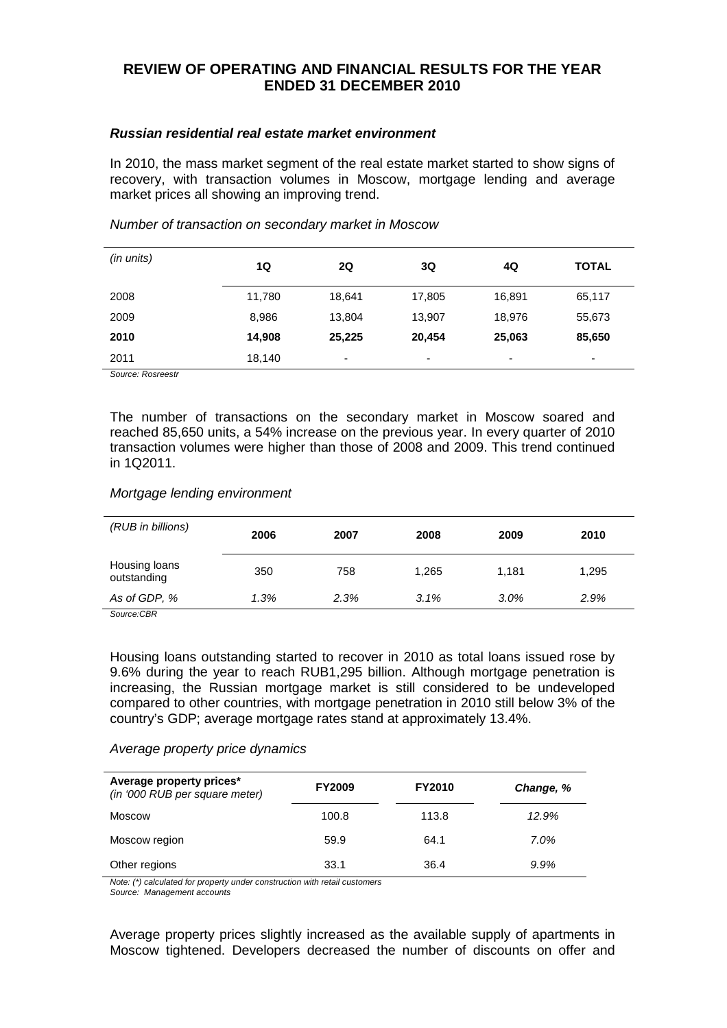## REVIEW OF OPERATING AND FINANCIAL RESULTS FOR THE YEAR ENDED 31 DECEMBER 2010

### *Russian residential real estate market environment*

In 2010, the mass market segment of the real estate market started to show signs of recovery, with transaction volumes in Moscow, mortgage lending and average market prices all showing an improving trend.

*Number of transaction on secondary market in Moscow*

| *(in units)* | 1Q | 2Q | 3Q | 4Q | TOTAL |
|---|---|---|---|---|---|
| 2008 | 11,780 | 18,641 | 17,805 | 16,891 | 65,117 |
| 2009 | 8,986 | 13,804 | 13,907 | 18,976 | 55,673 |
| **2010** | **14,908** | **25,225** | **20,454** | **25,063** | **85,650** |
| 2011 | 18,140 | - | - | - | - |

*Source: Rosreestr*

The number of transactions on the secondary market in Moscow soared and reached 85,650 units, a 54% increase on the previous year. In every quarter of 2010 transaction volumes were higher than those of 2008 and 2009. This trend continued in 1Q2011.

*Mortgage lending environment*

| *(RUB in billions)* | 2006 | 2007 | 2008 | 2009 | 2010 |
|---|---|---|---|---|---|
| Housing loans outstanding | 350 | 758 | 1,265 | 1,181 | 1,295 |
| *As of GDP, %* | *1.3%* | *2.3%* | *3.1%* | *3.0%* | *2.9%* |

*Source:CBR*

Housing loans outstanding started to recover in 2010 as total loans issued rose by 9.6% during the year to reach RUB1,295 billion. Although mortgage penetration is increasing, the Russian mortgage market is still considered to be undeveloped compared to other countries, with mortgage penetration in 2010 still below 3% of the country's GDP; average mortgage rates stand at approximately 13.4%.

*Average property price dynamics*

| **Average property prices*** *(in '000 RUB per square meter)* | FY2009 | FY2010 | *Change, %* |
|---|---|---|---|
| Moscow | 100.8 | 113.8 | *12.9%* |
| Moscow region | 59.9 | 64.1 | *7.0%* |
| Other regions | 33.1 | 36.4 | *9.9%* |

*Note: (\*) calculated for property under construction with retail customers*
*Source: Management accounts*

Average property prices slightly increased as the available supply of apartments in Moscow tightened. Developers decreased the number of discounts on offer and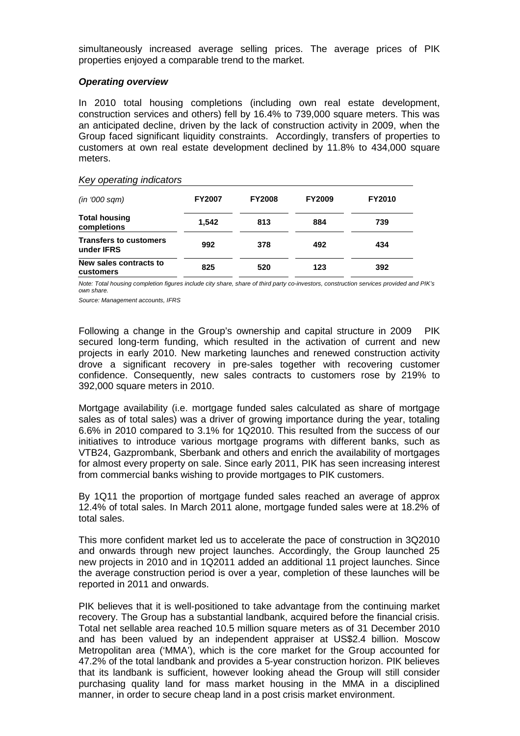simultaneously increased average selling prices. The average prices of PIK properties enjoyed a comparable trend to the market.

***Operating overview***

In 2010 total housing completions (including own real estate development, construction services and others) fell by 16.4% to 739,000 square meters. This was an anticipated decline, driven by the lack of construction activity in 2009, when the Group faced significant liquidity constraints. Accordingly, transfers of properties to customers at own real estate development declined by 11.8% to 434,000 square meters.

*Key operating indicators*

| *(in '000 sqm)* | **FY2007** | **FY2008** | **FY2009** | **FY2010** |
|---|---|---|---|---|
| **Total housing completions** | **1,542** | **813** | **884** | **739** |
| **Transfers to customers under IFRS** | **992** | **378** | **492** | **434** |
| **New sales contracts to customers** | **825** | **520** | **123** | **392** |

*Note: Total housing completion figures include city share, share of third party co-investors, construction services provided and PIK's own share.*

*Source: Management accounts, IFRS*

Following a change in the Group's ownership and capital structure in 2009 PIK secured long-term funding, which resulted in the activation of current and new projects in early 2010. New marketing launches and renewed construction activity drove a significant recovery in pre-sales together with recovering customer confidence. Consequently, new sales contracts to customers rose by 219% to 392,000 square meters in 2010.

Mortgage availability (i.e. mortgage funded sales calculated as share of mortgage sales as of total sales) was a driver of growing importance during the year, totaling 6.6% in 2010 compared to 3.1% for 1Q2010. This resulted from the success of our initiatives to introduce various mortgage programs with different banks, such as VTB24, Gazprombank, Sberbank and others and enrich the availability of mortgages for almost every property on sale. Since early 2011, PIK has seen increasing interest from commercial banks wishing to provide mortgages to PIK customers.

By 1Q11 the proportion of mortgage funded sales reached an average of approx 12.4% of total sales. In March 2011 alone, mortgage funded sales were at 18.2% of total sales.

This more confident market led us to accelerate the pace of construction in 3Q2010 and onwards through new project launches. Accordingly, the Group launched 25 new projects in 2010 and in 1Q2011 added an additional 11 project launches. Since the average construction period is over a year, completion of these launches will be reported in 2011 and onwards.

PIK believes that it is well-positioned to take advantage from the continuing market recovery. The Group has a substantial landbank, acquired before the financial crisis. Total net sellable area reached 10.5 million square meters as of 31 December 2010 and has been valued by an independent appraiser at US$2.4 billion. Moscow Metropolitan area ('MMA'), which is the core market for the Group accounted for 47.2% of the total landbank and provides a 5-year construction horizon. PIK believes that its landbank is sufficient, however looking ahead the Group will still consider purchasing quality land for mass market housing in the MMA in a disciplined manner, in order to secure cheap land in a post crisis market environment.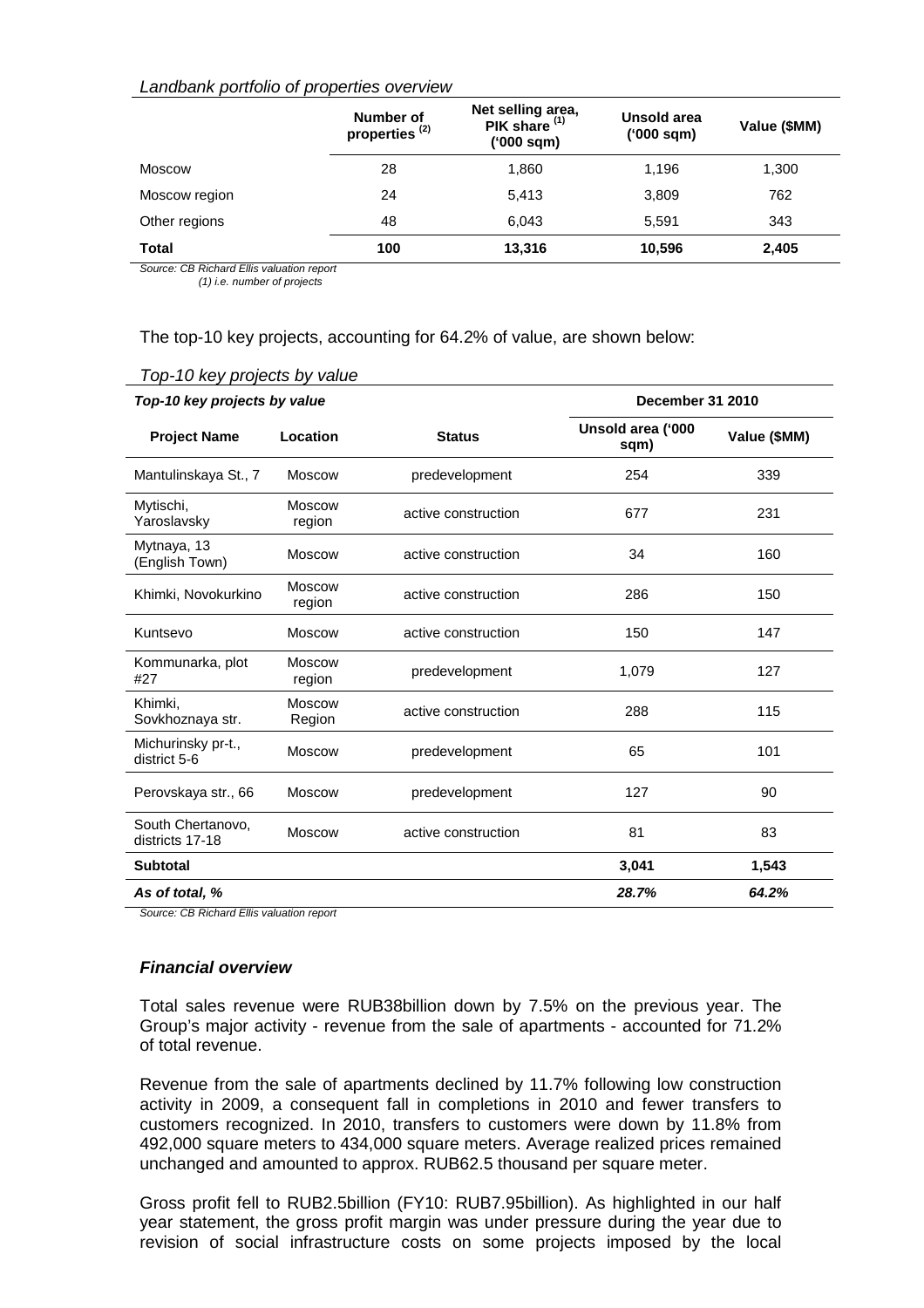*Landbank portfolio of properties overview*

| | Number of properties [(2)] | Net selling area, PIK share [(1)] ('000 sqm) | Unsold area ('000 sqm) | Value ($MM) |
|---|---|---|---|---|
| Moscow | 28 | 1,860 | 1,196 | 1,300 |
| Moscow region | 24 | 5,413 | 3,809 | 762 |
| Other regions | 48 | 6,043 | 5,591 | 343 |
| **Total** | **100** | **13,316** | **10,596** | **2,405** |

*Source: CB Richard Ellis valuation report*
*(1) i.e. number of projects*

The top-10 key projects, accounting for 64.2% of value, are shown below:

*Top-10 key projects by value*

| ***Top-10 key projects by value*** | | | **December 31 2010** | |
|---|---|---|---|---|
| **Project Name** | **Location** | **Status** | **Unsold area ('000 sqm)** | **Value ($MM)** |
| Mantulinskaya St., 7 | Moscow | predevelopment | 254 | 339 |
| Mytischi, Yaroslavsky | Moscow region | active construction | 677 | 231 |
| Mytnaya, 13 (English Town) | Moscow | active construction | 34 | 160 |
| Khimki, Novokurkino | Moscow region | active construction | 286 | 150 |
| Kuntsevo | Moscow | active construction | 150 | 147 |
| Kommunarka, plot #27 | Moscow region | predevelopment | 1,079 | 127 |
| Khimki, Sovkhoznaya str. | Moscow Region | active construction | 288 | 115 |
| Michurinsky pr-t., district 5-6 | Moscow | predevelopment | 65 | 101 |
| Perovskaya str., 66 | Moscow | predevelopment | 127 | 90 |
| South Chertanovo, districts 17-18 | Moscow | active construction | 81 | 83 |
| **Subtotal** | | | **3,041** | **1,543** |
| ***As of total, %*** | | | ***28.7%*** | ***64.2%*** |

*Source: CB Richard Ellis valuation report*

### *Financial overview*

Total sales revenue were RUB38billion down by 7.5% on the previous year. The Group's major activity - revenue from the sale of apartments - accounted for 71.2% of total revenue.

Revenue from the sale of apartments declined by 11.7% following low construction activity in 2009, a consequent fall in completions in 2010 and fewer transfers to customers recognized. In 2010, transfers to customers were down by 11.8% from 492,000 square meters to 434,000 square meters. Average realized prices remained unchanged and amounted to approx. RUB62.5 thousand per square meter.

Gross profit fell to RUB2.5billion (FY10: RUB7.95billion). As highlighted in our half year statement, the gross profit margin was under pressure during the year due to revision of social infrastructure costs on some projects imposed by the local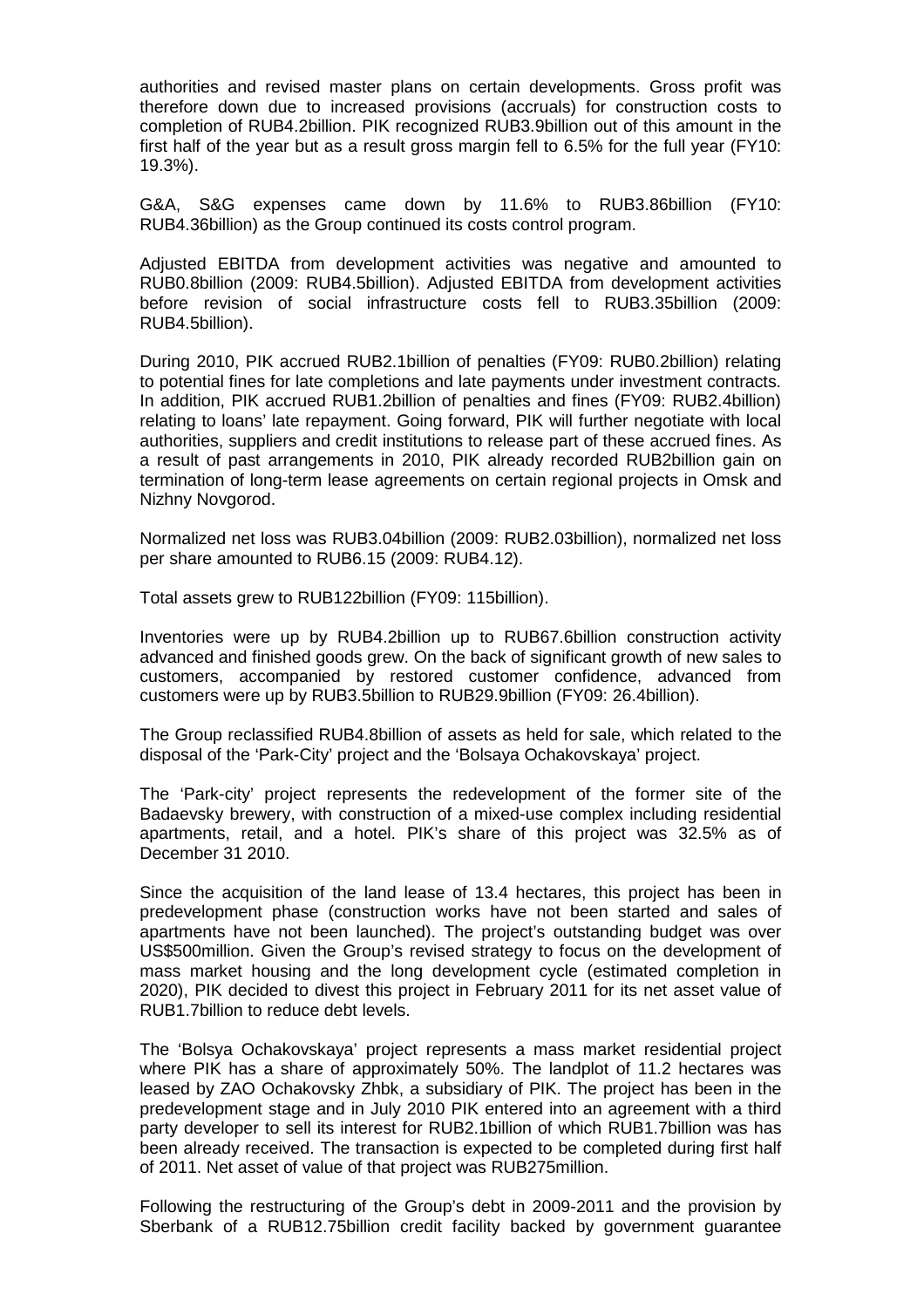authorities and revised master plans on certain developments. Gross profit was therefore down due to increased provisions (accruals) for construction costs to completion of RUB4.2billion. PIK recognized RUB3.9billion out of this amount in the first half of the year but as a result gross margin fell to 6.5% for the full year (FY10: 19.3%).

G&A, S&G expenses came down by 11.6% to RUB3.86billion (FY10: RUB4.36billion) as the Group continued its costs control program.

Adjusted EBITDA from development activities was negative and amounted to RUB0.8billion (2009: RUB4.5billion). Adjusted EBITDA from development activities before revision of social infrastructure costs fell to RUB3.35billion (2009: RUB4.5billion).

During 2010, PIK accrued RUB2.1billion of penalties (FY09: RUB0.2billion) relating to potential fines for late completions and late payments under investment contracts. In addition, PIK accrued RUB1.2billion of penalties and fines (FY09: RUB2.4billion) relating to loans' late repayment. Going forward, PIK will further negotiate with local authorities, suppliers and credit institutions to release part of these accrued fines. As a result of past arrangements in 2010, PIK already recorded RUB2billion gain on termination of long-term lease agreements on certain regional projects in Omsk and Nizhny Novgorod.

Normalized net loss was RUB3.04billion (2009: RUB2.03billion), normalized net loss per share amounted to RUB6.15 (2009: RUB4.12).

Total assets grew to RUB122billion (FY09: 115billion).

Inventories were up by RUB4.2billion up to RUB67.6billion construction activity advanced and finished goods grew. On the back of significant growth of new sales to customers, accompanied by restored customer confidence, advanced from customers were up by RUB3.5billion to RUB29.9billion (FY09: 26.4billion).

The Group reclassified RUB4.8billion of assets as held for sale, which related to the disposal of the 'Park-City' project and the 'Bolsaya Ochakovskaya' project.

The 'Park-city' project represents the redevelopment of the former site of the Badaevsky brewery, with construction of a mixed-use complex including residential apartments, retail, and a hotel. PIK's share of this project was 32.5% as of December 31 2010.

Since the acquisition of the land lease of 13.4 hectares, this project has been in predevelopment phase (construction works have not been started and sales of apartments have not been launched). The project's outstanding budget was over US$500million. Given the Group's revised strategy to focus on the development of mass market housing and the long development cycle (estimated completion in 2020), PIK decided to divest this project in February 2011 for its net asset value of RUB1.7billion to reduce debt levels.

The 'Bolsya Ochakovskaya' project represents a mass market residential project where PIK has a share of approximately 50%. The landplot of 11.2 hectares was leased by ZAO Ochakovsky Zhbk, a subsidiary of PIK. The project has been in the predevelopment stage and in July 2010 PIK entered into an agreement with a third party developer to sell its interest for RUB2.1billion of which RUB1.7billion was has been already received. The transaction is expected to be completed during first half of 2011. Net asset of value of that project was RUB275million.

Following the restructuring of the Group's debt in 2009-2011 and the provision by Sberbank of a RUB12.75billion credit facility backed by government guarantee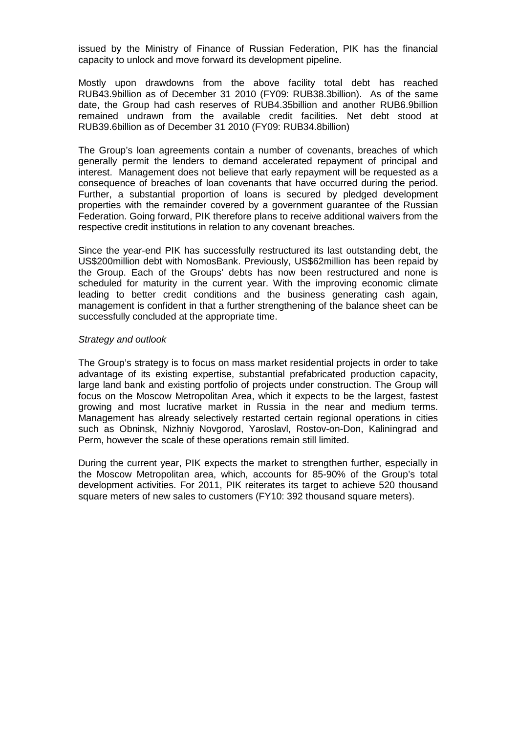issued by the Ministry of Finance of Russian Federation, PIK has the financial capacity to unlock and move forward its development pipeline.

Mostly upon drawdowns from the above facility total debt has reached RUB43.9billion as of December 31 2010 (FY09: RUB38.3billion). As of the same date, the Group had cash reserves of RUB4.35billion and another RUB6.9billion remained undrawn from the available credit facilities. Net debt stood at RUB39.6billion as of December 31 2010 (FY09: RUB34.8billion)

The Group's loan agreements contain a number of covenants, breaches of which generally permit the lenders to demand accelerated repayment of principal and interest. Management does not believe that early repayment will be requested as a consequence of breaches of loan covenants that have occurred during the period. Further, a substantial proportion of loans is secured by pledged development properties with the remainder covered by a government guarantee of the Russian Federation. Going forward, PIK therefore plans to receive additional waivers from the respective credit institutions in relation to any covenant breaches.

Since the year-end PIK has successfully restructured its last outstanding debt, the US$200million debt with NomosBank. Previously, US$62million has been repaid by the Group. Each of the Groups' debts has now been restructured and none is scheduled for maturity in the current year. With the improving economic climate leading to better credit conditions and the business generating cash again, management is confident in that a further strengthening of the balance sheet can be successfully concluded at the appropriate time.

*Strategy and outlook*

The Group's strategy is to focus on mass market residential projects in order to take advantage of its existing expertise, substantial prefabricated production capacity, large land bank and existing portfolio of projects under construction. The Group will focus on the Moscow Metropolitan Area, which it expects to be the largest, fastest growing and most lucrative market in Russia in the near and medium terms. Management has already selectively restarted certain regional operations in cities such as Obninsk, Nizhniy Novgorod, Yaroslavl, Rostov-on-Don, Kaliningrad and Perm, however the scale of these operations remain still limited.

During the current year, PIK expects the market to strengthen further, especially in the Moscow Metropolitan area, which, accounts for 85-90% of the Group's total development activities. For 2011, PIK reiterates its target to achieve 520 thousand square meters of new sales to customers (FY10: 392 thousand square meters).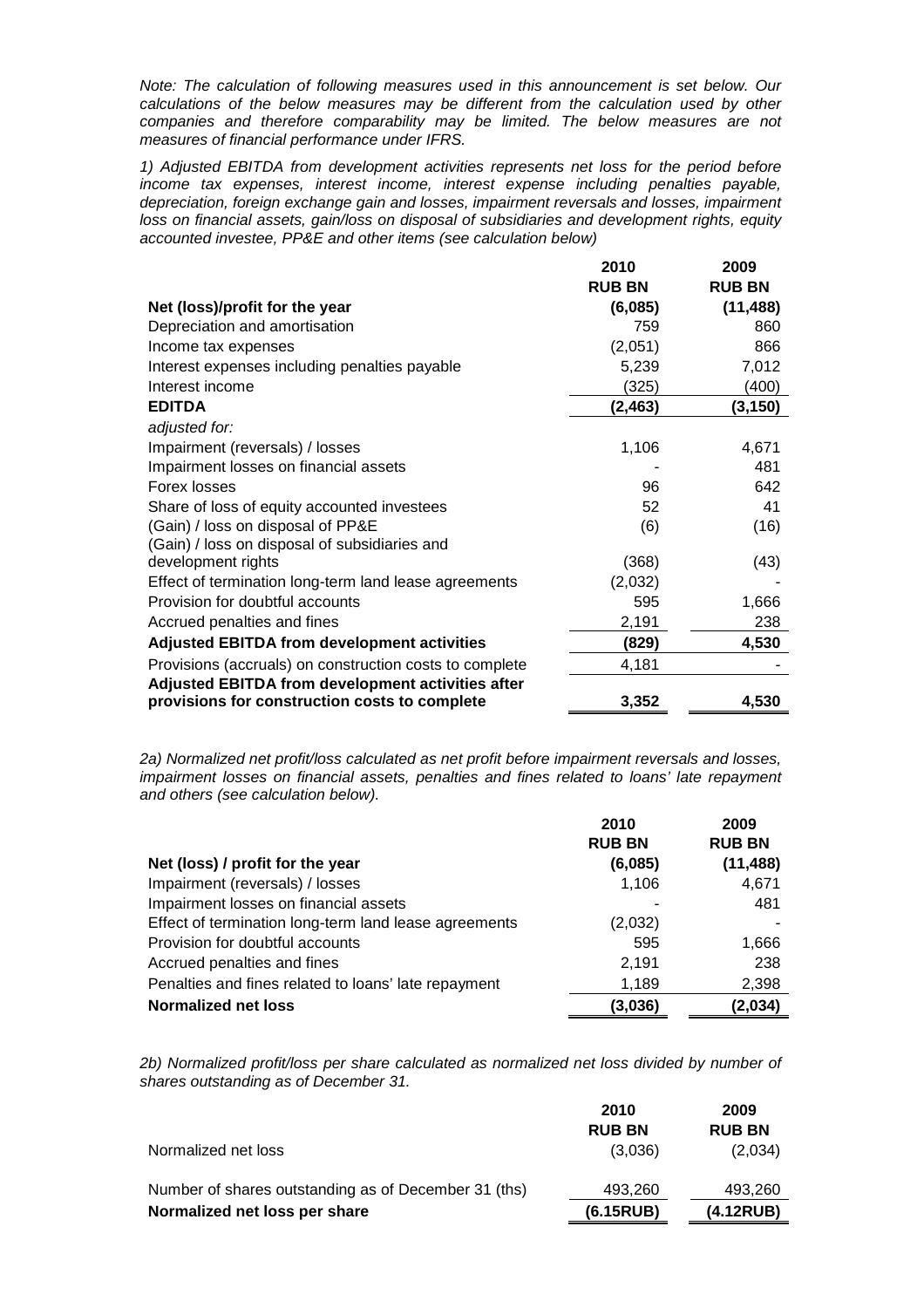*Note: The calculation of following measures used in this announcement is set below. Our calculations of the below measures may be different from the calculation used by other companies and therefore comparability may be limited. The below measures are not measures of financial performance under IFRS.*

*1) Adjusted EBITDA from development activities represents net loss for the period before income tax expenses, interest income, interest expense including penalties payable, depreciation, foreign exchange gain and losses, impairment reversals and losses, impairment loss on financial assets, gain/loss on disposal of subsidiaries and development rights, equity accounted investee, PP&E and other items (see calculation below)*

| | 2010<br>RUB BN | 2009<br>RUB BN |
|---|---|---|
| **Net (loss)/profit for the year** | **(6,085)** | **(11,488)** |
| Depreciation and amortisation | 759 | 860 |
| Income tax expenses | (2,051) | 866 |
| Interest expenses including penalties payable | 5,239 | 7,012 |
| Interest income | (325) | (400) |
| **EDITDA** | **(2,463)** | **(3,150)** |
| *adjusted for:* | | |
| Impairment (reversals) / losses | 1,106 | 4,671 |
| Impairment losses on financial assets | - | 481 |
| Forex losses | 96 | 642 |
| Share of loss of equity accounted investees | 52 | 41 |
| (Gain) / loss on disposal of PP&E | (6) | (16) |
| (Gain) / loss on disposal of subsidiaries and development rights | (368) | (43) |
| Effect of termination long-term land lease agreements | (2,032) | - |
| Provision for doubtful accounts | 595 | 1,666 |
| Accrued penalties and fines | 2,191 | 238 |
| **Adjusted EBITDA from development activities** | **(829)** | **4,530** |
| Provisions (accruals) on construction costs to complete | 4,181 | - |
| **Adjusted EBITDA from development activities after provisions for construction costs to complete** | **3,352** | **4,530** |

*2a) Normalized net profit/loss calculated as net profit before impairment reversals and losses, impairment losses on financial assets, penalties and fines related to loans' late repayment and others (see calculation below).*

| | 2010<br>RUB BN | 2009<br>RUB BN |
|---|---|---|
| **Net (loss) / profit for the year** | **(6,085)** | **(11,488)** |
| Impairment (reversals) / losses | 1,106 | 4,671 |
| Impairment losses on financial assets | - | 481 |
| Effect of termination long-term land lease agreements | (2,032) | - |
| Provision for doubtful accounts | 595 | 1,666 |
| Accrued penalties and fines | 2,191 | 238 |
| Penalties and fines related to loans' late repayment | 1,189 | 2,398 |
| **Normalized net loss** | **(3,036)** | **(2,034)** |

*2b) Normalized profit/loss per share calculated as normalized net loss divided by number of shares outstanding as of December 31.*

| | 2010<br>RUB BN | 2009<br>RUB BN |
|---|---|---|
| Normalized net loss | (3,036) | (2,034) |
| Number of shares outstanding as of December 31 (ths) | 493,260 | 493,260 |
| **Normalized net loss per share** | **(6.15RUB)** | **(4.12RUB)** |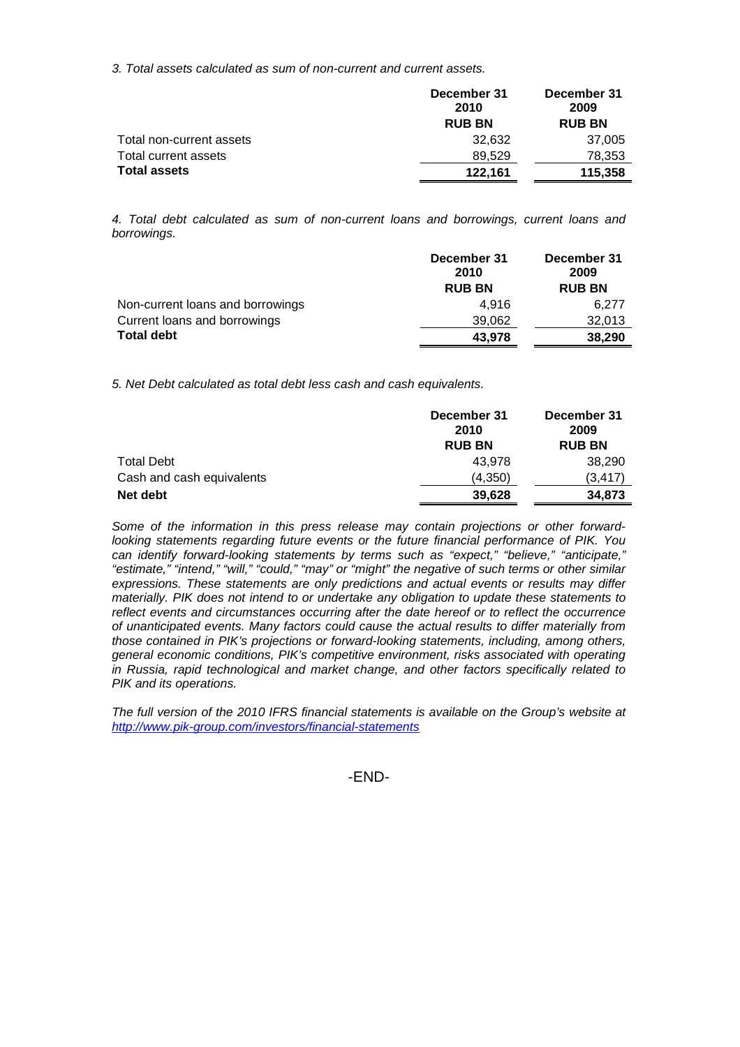*3. Total assets calculated as sum of non-current and current assets.*

| | December 31 2010 RUB BN | December 31 2009 RUB BN |
|---|---|---|
| Total non-current assets | 32,632 | 37,005 |
| Total current assets | 89,529 | 78,353 |
| **Total assets** | **122,161** | **115,358** |

*4. Total debt calculated as sum of non-current loans and borrowings, current loans and borrowings.*

| | December 31 2010 RUB BN | December 31 2009 RUB BN |
|---|---|---|
| Non-current loans and borrowings | 4,916 | 6,277 |
| Current loans and borrowings | 39,062 | 32,013 |
| **Total debt** | **43,978** | **38,290** |

*5. Net Debt calculated as total debt less cash and cash equivalents.*

| | December 31 2010 RUB BN | December 31 2009 RUB BN |
|---|---|---|
| Total Debt | 43,978 | 38,290 |
| Cash and cash equivalents | (4,350) | (3,417) |
| **Net debt** | **39,628** | **34,873** |

*Some of the information in this press release may contain projections or other forward-looking statements regarding future events or the future financial performance of PIK. You can identify forward-looking statements by terms such as "expect," "believe," "anticipate," "estimate," "intend," "will," "could," "may" or "might" the negative of such terms or other similar expressions. These statements are only predictions and actual events or results may differ materially. PIK does not intend to or undertake any obligation to update these statements to reflect events and circumstances occurring after the date hereof or to reflect the occurrence of unanticipated events. Many factors could cause the actual results to differ materially from those contained in PIK's projections or forward-looking statements, including, among others, general economic conditions, PIK's competitive environment, risks associated with operating in Russia, rapid technological and market change, and other factors specifically related to PIK and its operations.*

*The full version of the 2010 IFRS financial statements is available on the Group's website at [http://www.pik-group.com/investors/financial-statements](http://www.pik-group.com/investors/financial-statements)*

-END-